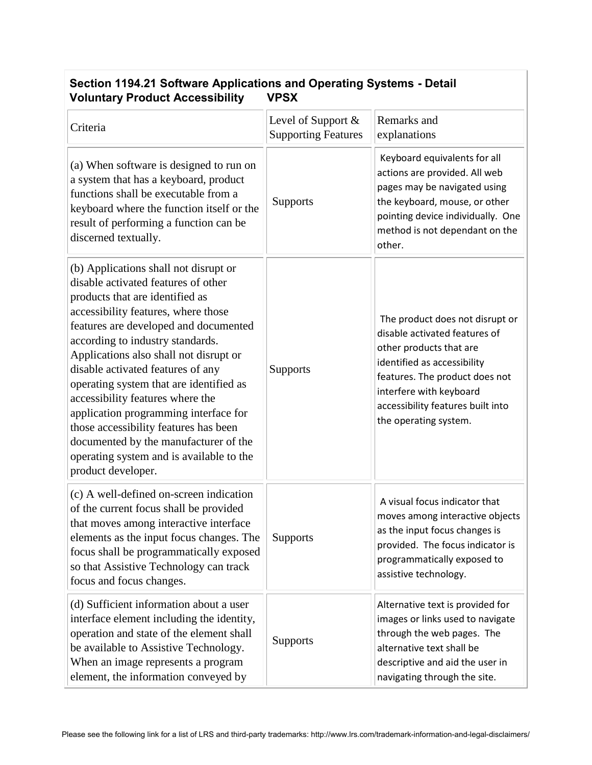## Section 1194.21 Software Applications and Operating Systems - Detail Voluntary Product Accessibility VPSX

| Criteria | Level of Support & Supporting Features | Remarks and explanations |
|---|---|---|
| (a) When software is designed to run on a system that has a keyboard, product functions shall be executable from a keyboard where the function itself or the result of performing a function can be discerned textually. | Supports | Keyboard equivalents for all actions are provided. All web pages may be navigated using the keyboard, mouse, or other pointing device individually. One method is not dependant on the other. |
| (b) Applications shall not disrupt or disable activated features of other products that are identified as accessibility features, where those features are developed and documented according to industry standards. Applications also shall not disrupt or disable activated features of any operating system that are identified as accessibility features where the application programming interface for those accessibility features has been documented by the manufacturer of the operating system and is available to the product developer. | Supports | The product does not disrupt or disable activated features of other products that are identified as accessibility features. The product does not interfere with keyboard accessibility features built into the operating system. |
| (c) A well-defined on-screen indication of the current focus shall be provided that moves among interactive interface elements as the input focus changes. The focus shall be programmatically exposed so that Assistive Technology can track focus and focus changes. | Supports | A visual focus indicator that moves among interactive objects as the input focus changes is provided. The focus indicator is programmatically exposed to assistive technology. |
| (d) Sufficient information about a user interface element including the identity, operation and state of the element shall be available to Assistive Technology. When an image represents a program element, the information conveyed by | Supports | Alternative text is provided for images or links used to navigate through the web pages. The alternative text shall be descriptive and aid the user in navigating through the site. |

Please see the following link for a list of LRS and third-party trademarks: http://www.lrs.com/trademark-information-and-legal-disclaimers/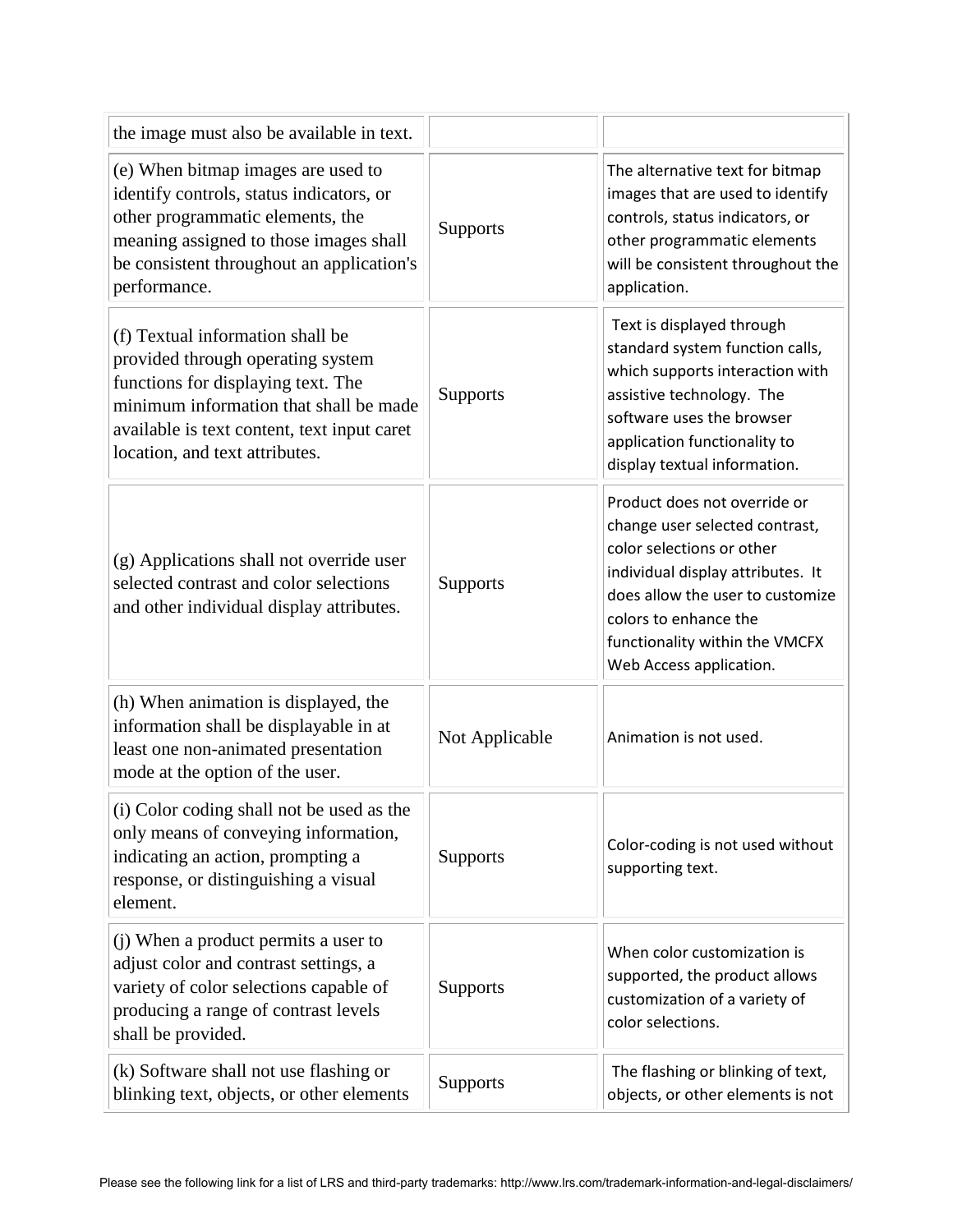| | | |
|---|---|---|
| the image must also be available in text. | | |
| (e) When bitmap images are used to identify controls, status indicators, or other programmatic elements, the meaning assigned to those images shall be consistent throughout an application's performance. | Supports | The alternative text for bitmap images that are used to identify controls, status indicators, or other programmatic elements will be consistent throughout the application. |
| (f) Textual information shall be provided through operating system functions for displaying text. The minimum information that shall be made available is text content, text input caret location, and text attributes. | Supports | Text is displayed through standard system function calls, which supports interaction with assistive technology. The software uses the browser application functionality to display textual information. |
| (g) Applications shall not override user selected contrast and color selections and other individual display attributes. | Supports | Product does not override or change user selected contrast, color selections or other individual display attributes. It does allow the user to customize colors to enhance the functionality within the VMCFX Web Access application. |
| (h) When animation is displayed, the information shall be displayable in at least one non-animated presentation mode at the option of the user. | Not Applicable | Animation is not used. |
| (i) Color coding shall not be used as the only means of conveying information, indicating an action, prompting a response, or distinguishing a visual element. | Supports | Color-coding is not used without supporting text. |
| (j) When a product permits a user to adjust color and contrast settings, a variety of color selections capable of producing a range of contrast levels shall be provided. | Supports | When color customization is supported, the product allows customization of a variety of color selections. |
| (k) Software shall not use flashing or blinking text, objects, or other elements | Supports | The flashing or blinking of text, objects, or other elements is not |

Please see the following link for a list of LRS and third-party trademarks: http://www.lrs.com/trademark-information-and-legal-disclaimers/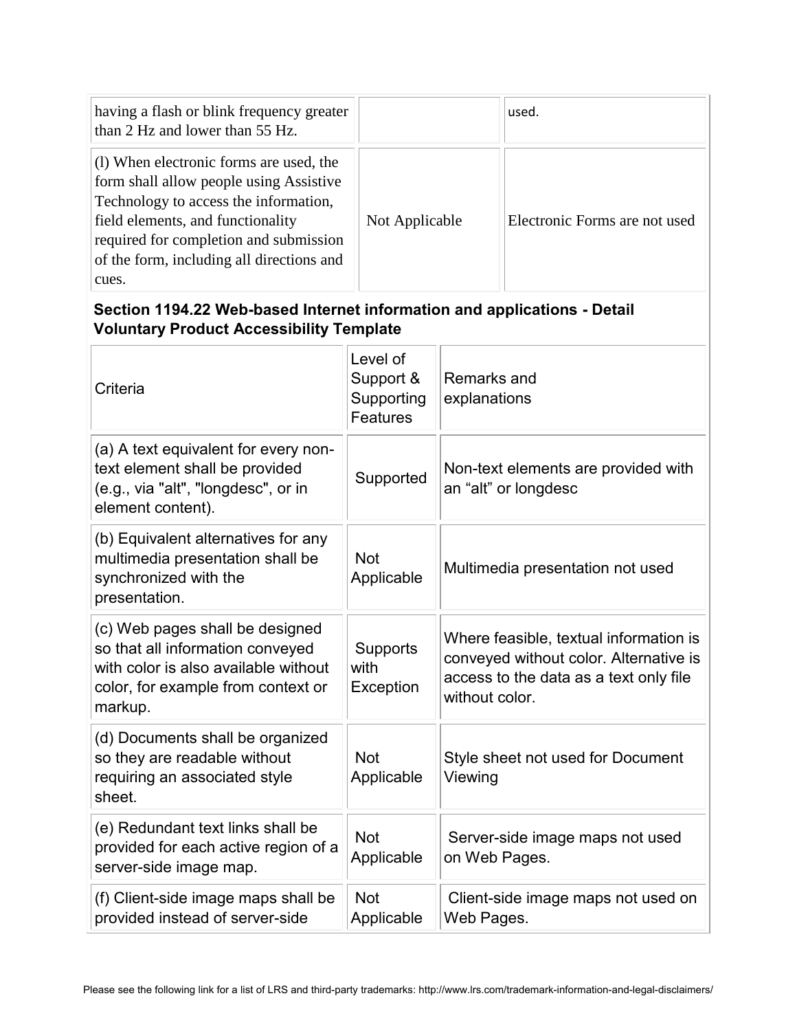| | | |
|---|---|---|
| having a flash or blink frequency greater than 2 Hz and lower than 55 Hz. | | used. |
| (l) When electronic forms are used, the form shall allow people using Assistive Technology to access the information, field elements, and functionality required for completion and submission of the form, including all directions and cues. | Not Applicable | Electronic Forms are not used |

## Section 1194.22 Web-based Internet information and applications - Detail Voluntary Product Accessibility Template

| Criteria | Level of Support & Supporting Features | Remarks and explanations |
|---|---|---|
| (a) A text equivalent for every non-text element shall be provided (e.g., via "alt", "longdesc", or in element content). | Supported | Non-text elements are provided with an "alt" or longdesc |
| (b) Equivalent alternatives for any multimedia presentation shall be synchronized with the presentation. | Not Applicable | Multimedia presentation not used |
| (c) Web pages shall be designed so that all information conveyed with color is also available without color, for example from context or markup. | Supports with Exception | Where feasible, textual information is conveyed without color. Alternative is access to the data as a text only file without color. |
| (d) Documents shall be organized so they are readable without requiring an associated style sheet. | Not Applicable | Style sheet not used for Document Viewing |
| (e) Redundant text links shall be provided for each active region of a server-side image map. | Not Applicable | Server-side image maps not used on Web Pages. |
| (f) Client-side image maps shall be provided instead of server-side | Not Applicable | Client-side image maps not used on Web Pages. |

Please see the following link for a list of LRS and third-party trademarks: http://www.lrs.com/trademark-information-and-legal-disclaimers/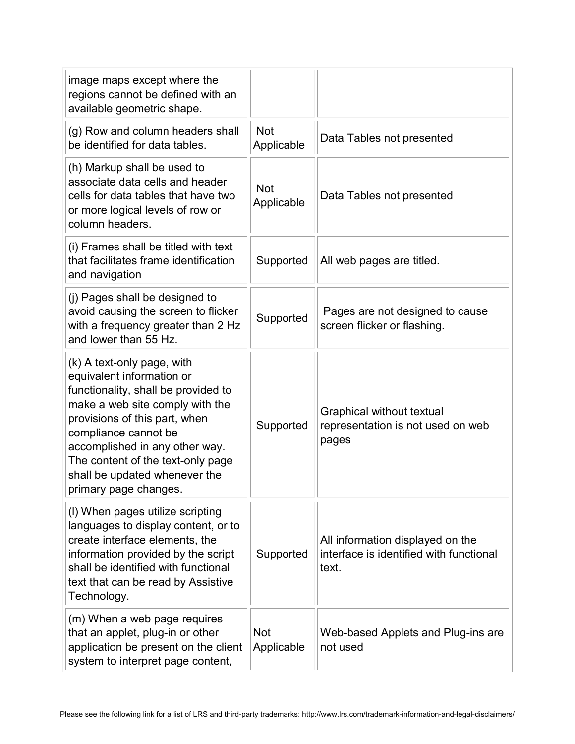| | | |
|---|---|---|
| image maps except where the regions cannot be defined with an available geometric shape. | | |
| (g) Row and column headers shall be identified for data tables. | Not Applicable | Data Tables not presented |
| (h) Markup shall be used to associate data cells and header cells for data tables that have two or more logical levels of row or column headers. | Not Applicable | Data Tables not presented |
| (i) Frames shall be titled with text that facilitates frame identification and navigation | Supported | All web pages are titled. |
| (j) Pages shall be designed to avoid causing the screen to flicker with a frequency greater than 2 Hz and lower than 55 Hz. | Supported | Pages are not designed to cause screen flicker or flashing. |
| (k) A text-only page, with equivalent information or functionality, shall be provided to make a web site comply with the provisions of this part, when compliance cannot be accomplished in any other way. The content of the text-only page shall be updated whenever the primary page changes. | Supported | Graphical without textual representation is not used on web pages |
| (l) When pages utilize scripting languages to display content, or to create interface elements, the information provided by the script shall be identified with functional text that can be read by Assistive Technology. | Supported | All information displayed on the interface is identified with functional text. |
| (m) When a web page requires that an applet, plug-in or other application be present on the client system to interpret page content, | Not Applicable | Web-based Applets and Plug-ins are not used |

Please see the following link for a list of LRS and third-party trademarks: http://www.lrs.com/trademark-information-and-legal-disclaimers/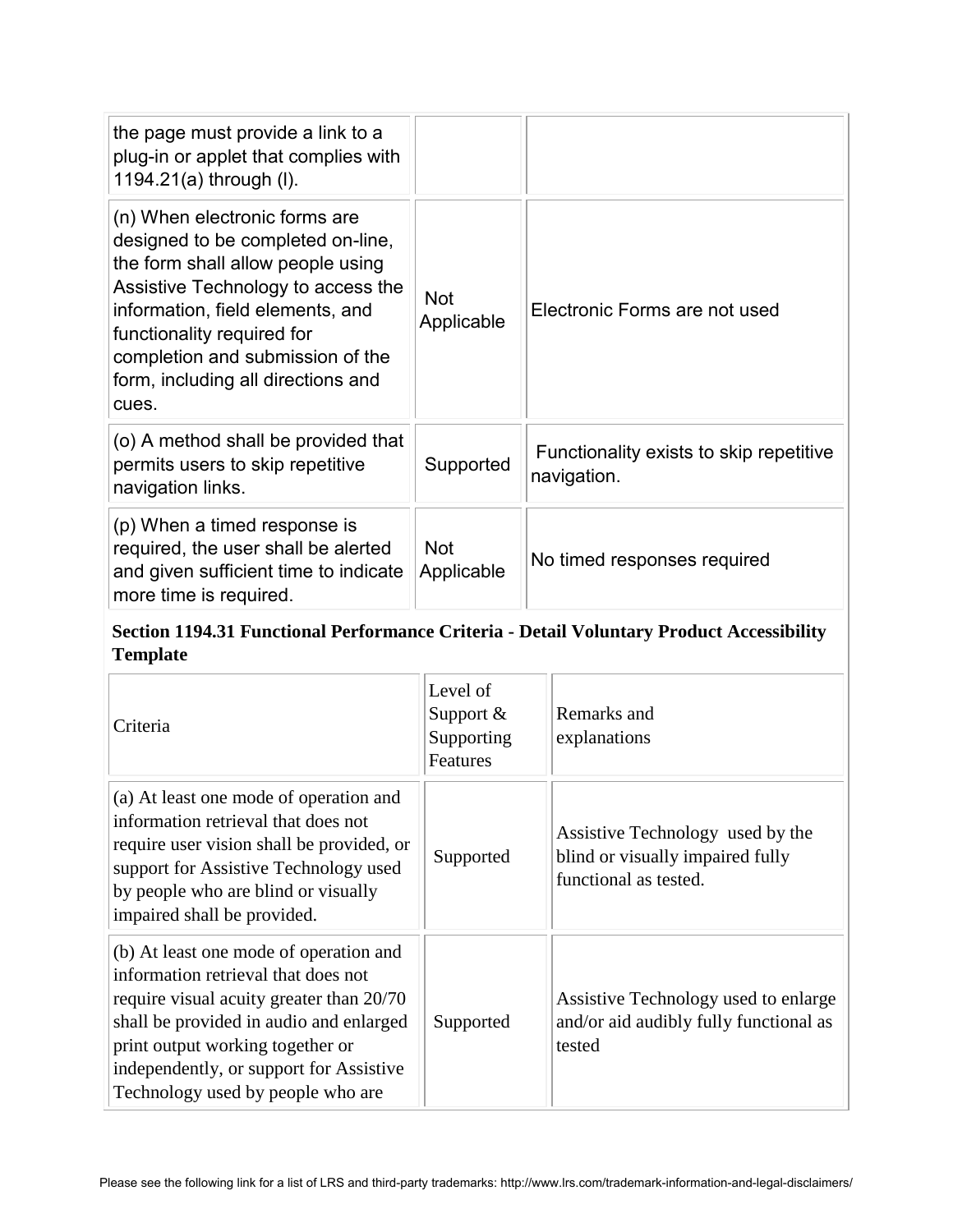| | | |
|---|---|---|
| the page must provide a link to a plug-in or applet that complies with 1194.21(a) through (l). | | |
| (n) When electronic forms are designed to be completed on-line, the form shall allow people using Assistive Technology to access the information, field elements, and functionality required for completion and submission of the form, including all directions and cues. | Not Applicable | Electronic Forms are not used |
| (o) A method shall be provided that permits users to skip repetitive navigation links. | Supported | Functionality exists to skip repetitive navigation. |
| (p) When a timed response is required, the user shall be alerted and given sufficient time to indicate more time is required. | Not Applicable | No timed responses required |

**Section 1194.31 Functional Performance Criteria - Detail Voluntary Product Accessibility Template**

| Criteria | Level of Support & Supporting Features | Remarks and explanations |
|---|---|---|
| (a) At least one mode of operation and information retrieval that does not require user vision shall be provided, or support for Assistive Technology used by people who are blind or visually impaired shall be provided. | Supported | Assistive Technology used by the blind or visually impaired fully functional as tested. |
| (b) At least one mode of operation and information retrieval that does not require visual acuity greater than 20/70 shall be provided in audio and enlarged print output working together or independently, or support for Assistive Technology used by people who are | Supported | Assistive Technology used to enlarge and/or aid audibly fully functional as tested |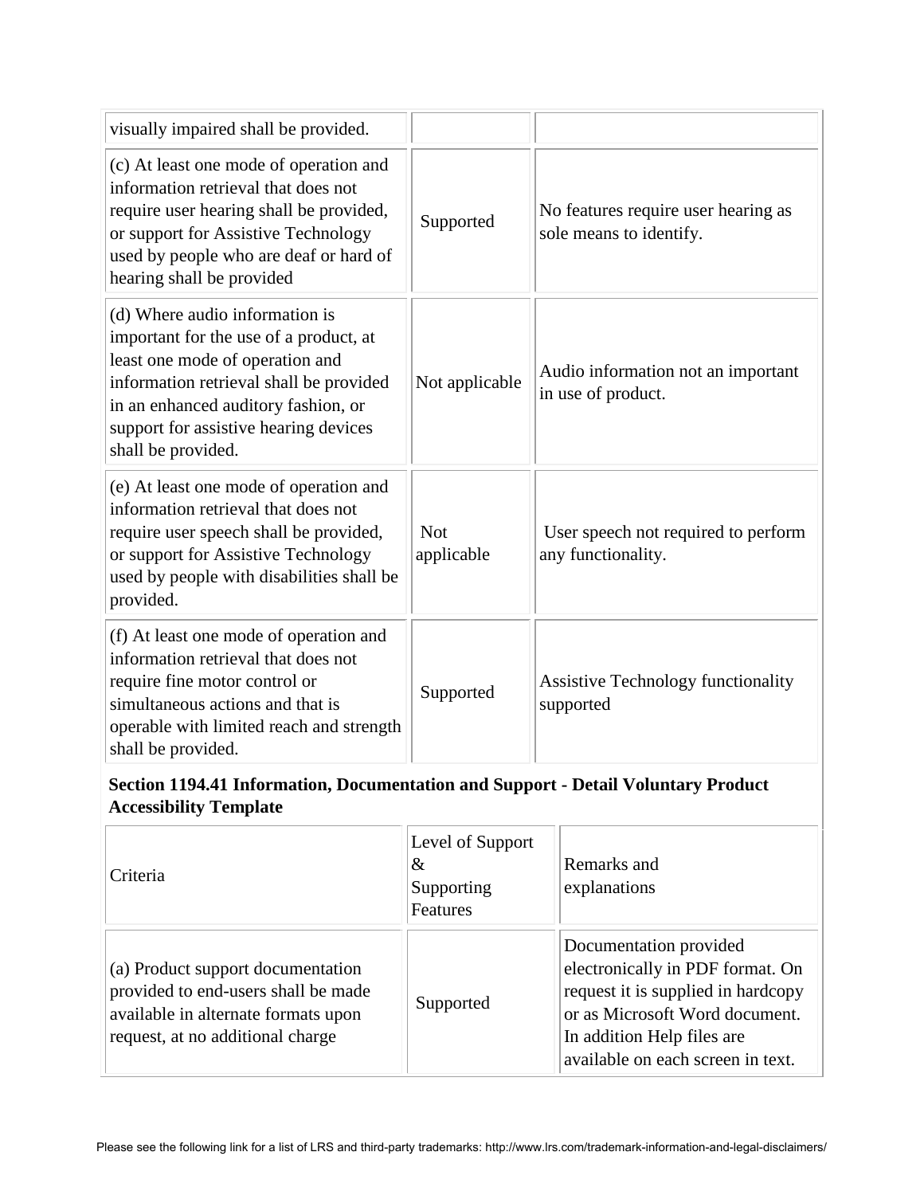| | | |
|---|---|---|
| visually impaired shall be provided. | | |
| (c) At least one mode of operation and information retrieval that does not require user hearing shall be provided, or support for Assistive Technology used by people who are deaf or hard of hearing shall be provided | Supported | No features require user hearing as sole means to identify. |
| (d) Where audio information is important for the use of a product, at least one mode of operation and information retrieval shall be provided in an enhanced auditory fashion, or support for assistive hearing devices shall be provided. | Not applicable | Audio information not an important in use of product. |
| (e) At least one mode of operation and information retrieval that does not require user speech shall be provided, or support for Assistive Technology used by people with disabilities shall be provided. | Not applicable | User speech not required to perform any functionality. |
| (f) At least one mode of operation and information retrieval that does not require fine motor control or simultaneous actions and that is operable with limited reach and strength shall be provided. | Supported | Assistive Technology functionality supported |

**Section 1194.41 Information, Documentation and Support - Detail Voluntary Product Accessibility Template**

| Criteria | Level of Support & Supporting Features | Remarks and explanations |
|---|---|---|
| (a) Product support documentation provided to end-users shall be made available in alternate formats upon request, at no additional charge | Supported | Documentation provided electronically in PDF format. On request it is supplied in hardcopy or as Microsoft Word document. In addition Help files are available on each screen in text. |

Please see the following link for a list of LRS and third-party trademarks: http://www.lrs.com/trademark-information-and-legal-disclaimers/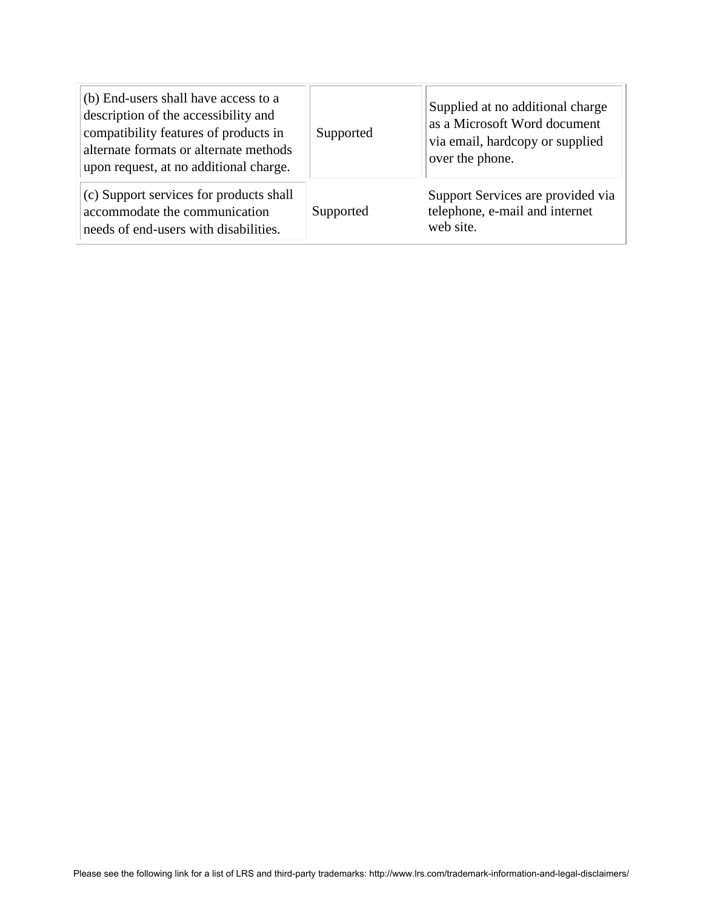| | | |
|---|---|---|
| (b) End-users shall have access to a description of the accessibility and compatibility features of products in alternate formats or alternate methods upon request, at no additional charge. | Supported | Supplied at no additional charge as a Microsoft Word document via email, hardcopy or supplied over the phone. |
| (c) Support services for products shall accommodate the communication needs of end-users with disabilities. | Supported | Support Services are provided via telephone, e-mail and internet web site. |

Please see the following link for a list of LRS and third-party trademarks: http://www.lrs.com/trademark-information-and-legal-disclaimers/